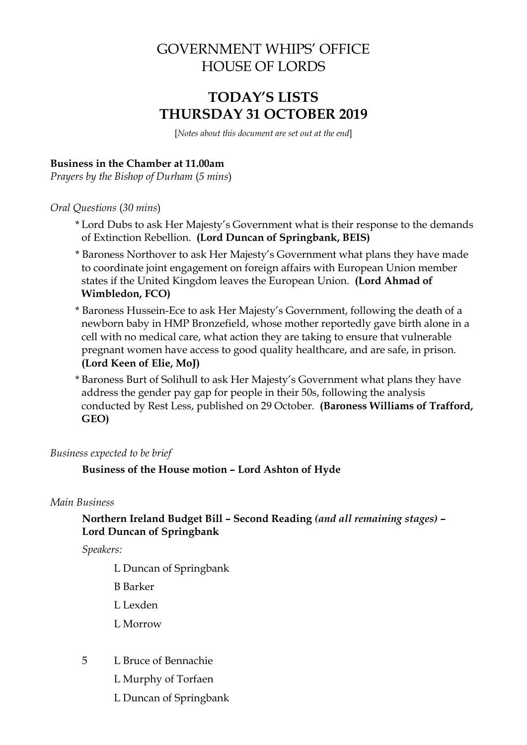# GOVERNMENT WHIPS' OFFICE
# HOUSE OF LORDS

## TODAY'S LISTS
## THURSDAY 31 OCTOBER 2019

[*Notes about this document are set out at the end*]

**Business in the Chamber at 11.00am**
*Prayers by the Bishop of Durham* (*5 mins*)

*Oral Questions* (*30 mins*)

* Lord Dubs to ask Her Majesty's Government what is their response to the demands of Extinction Rebellion. **(Lord Duncan of Springbank, BEIS)**
* Baroness Northover to ask Her Majesty's Government what plans they have made to coordinate joint engagement on foreign affairs with European Union member states if the United Kingdom leaves the European Union. **(Lord Ahmad of Wimbledon, FCO)**
* Baroness Hussein-Ece to ask Her Majesty's Government, following the death of a newborn baby in HMP Bronzefield, whose mother reportedly gave birth alone in a cell with no medical care, what action they are taking to ensure that vulnerable pregnant women have access to good quality healthcare, and are safe, in prison. **(Lord Keen of Elie, MoJ)**
* Baroness Burt of Solihull to ask Her Majesty's Government what plans they have address the gender pay gap for people in their 50s, following the analysis conducted by Rest Less, published on 29 October. **(Baroness Williams of Trafford, GEO)**

*Business expected to be brief*

**Business of the House motion – Lord Ashton of Hyde**

*Main Business*

**Northern Ireland Budget Bill – Second Reading** ***(and all remaining stages)*** **– Lord Duncan of Springbank**

*Speakers:*

L Duncan of Springbank
B Barker
L Lexden
L Morrow

5 L Bruce of Bennachie
L Murphy of Torfaen
L Duncan of Springbank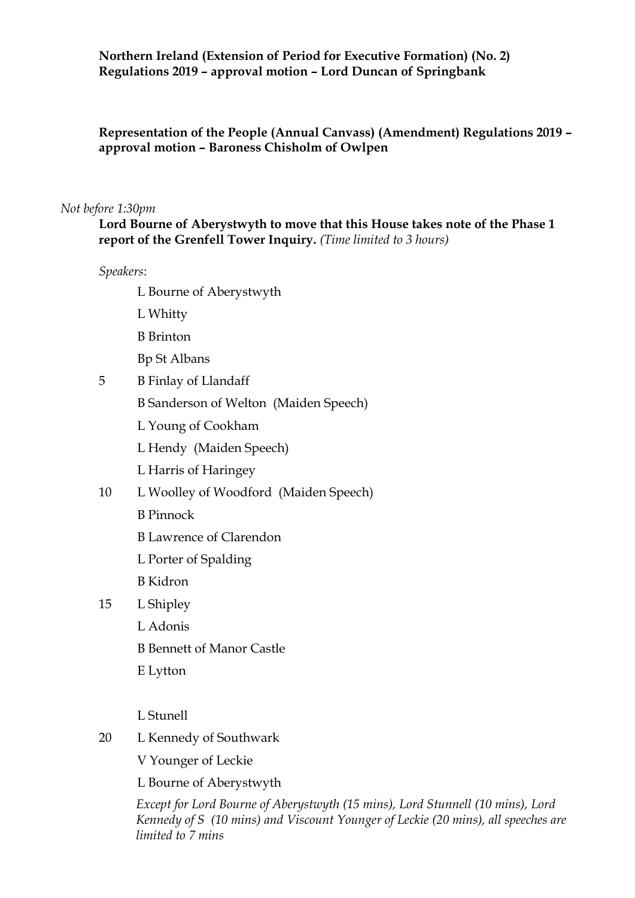**Northern Ireland (Extension of Period for Executive Formation) (No. 2) Regulations 2019 – approval motion – Lord Duncan of Springbank**

**Representation of the People (Annual Canvass) (Amendment) Regulations 2019 – approval motion – Baroness Chisholm of Owlpen**

*Not before 1:30pm*

**Lord Bourne of Aberystwyth to move that this House takes note of the Phase 1 report of the Grenfell Tower Inquiry.** *(Time limited to 3 hours)*

*Speakers*:

L Bourne of Aberystwyth  
L Whitty  
B Brinton  
Bp St Albans  
5 B Finlay of Llandaff  
B Sanderson of Welton (Maiden Speech)  
L Young of Cookham  
L Hendy (Maiden Speech)  
L Harris of Haringey  
10 L Woolley of Woodford (Maiden Speech)  
B Pinnock  
B Lawrence of Clarendon  
L Porter of Spalding  
B Kidron  
15 L Shipley  
L Adonis  
B Bennett of Manor Castle  
E Lytton

L Stunell  
20 L Kennedy of Southwark  
V Younger of Leckie  
L Bourne of Aberystwyth

*Except for Lord Bourne of Aberystwyth (15 mins), Lord Stunnell (10 mins), Lord Kennedy of S (10 mins) and Viscount Younger of Leckie (20 mins), all speeches are limited to 7 mins*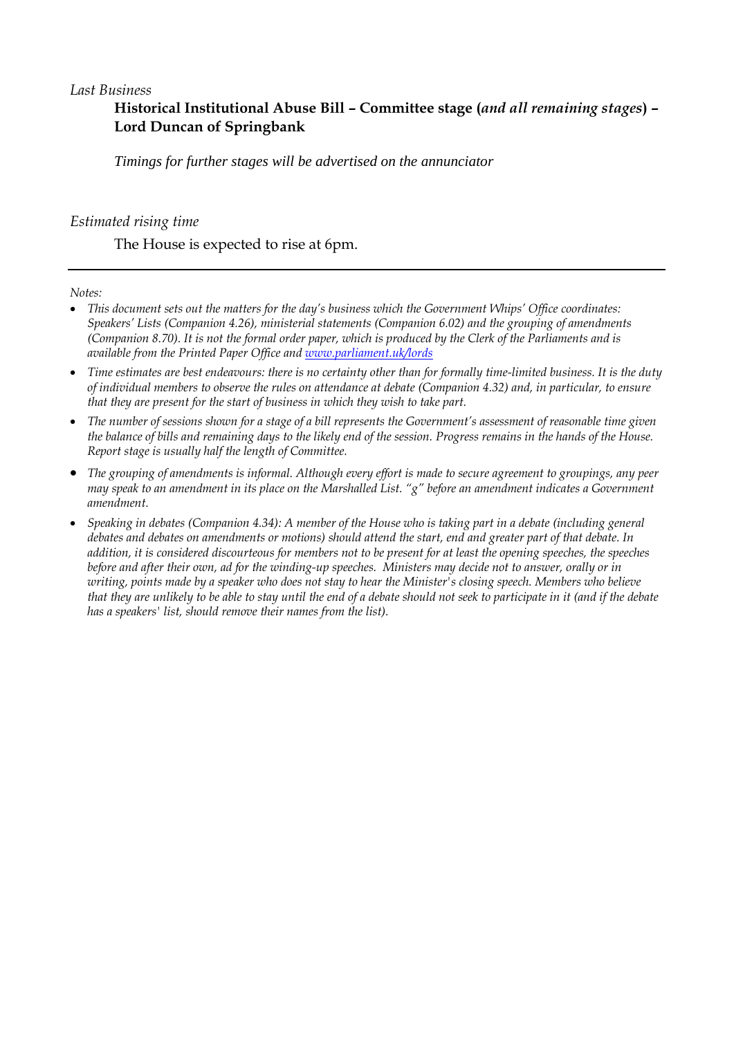*Last Business*

**Historical Institutional Abuse Bill – Committee stage (*and all remaining stages*) – Lord Duncan of Springbank**

*Timings for further stages will be advertised on the annunciator*

*Estimated rising time*

The House is expected to rise at 6pm.

---

*Notes:*

- *This document sets out the matters for the day's business which the Government Whips' Office coordinates: Speakers' Lists (Companion 4.26), ministerial statements (Companion 6.02) and the grouping of amendments (Companion 8.70). It is not the formal order paper, which is produced by the Clerk of the Parliaments and is available from the Printed Paper Office and [www.parliament.uk/lords](www.parliament.uk/lords)*
- *Time estimates are best endeavours: there is no certainty other than for formally time-limited business. It is the duty of individual members to observe the rules on attendance at debate (Companion 4.32) and, in particular, to ensure that they are present for the start of business in which they wish to take part.*
- *The number of sessions shown for a stage of a bill represents the Government's assessment of reasonable time given the balance of bills and remaining days to the likely end of the session. Progress remains in the hands of the House. Report stage is usually half the length of Committee.*
- *The grouping of amendments is informal. Although every effort is made to secure agreement to groupings, any peer may speak to an amendment in its place on the Marshalled List. "g" before an amendment indicates a Government amendment.*
- *Speaking in debates (Companion 4.34): A member of the House who is taking part in a debate (including general debates and debates on amendments or motions) should attend the start, end and greater part of that debate. In addition, it is considered discourteous for members not to be present for at least the opening speeches, the speeches before and after their own, ad for the winding-up speeches. Ministers may decide not to answer, orally or in writing, points made by a speaker who does not stay to hear the Minister's closing speech. Members who believe that they are unlikely to be able to stay until the end of a debate should not seek to participate in it (and if the debate has a speakers' list, should remove their names from the list).*